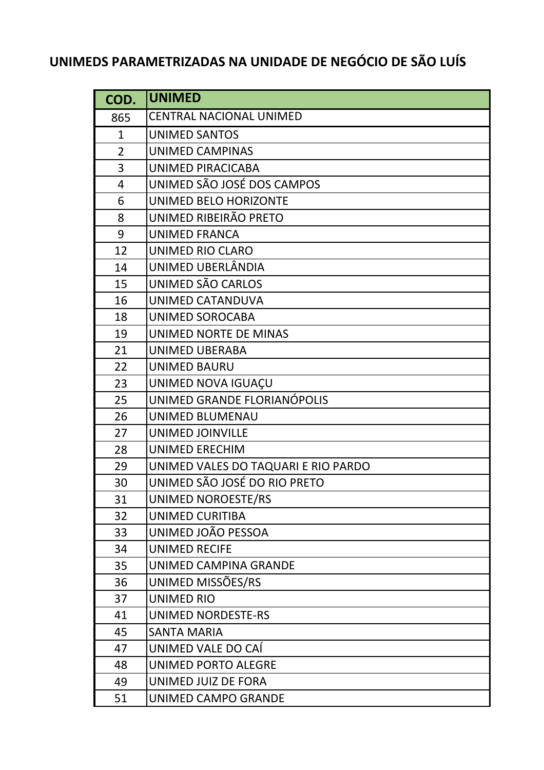# UNIMEDS PARAMETRIZADAS NA UNIDADE DE NEGÓCIO DE SÃO LUÍS

| COD. | UNIMED |
|---|---|
| 865 | CENTRAL NACIONAL UNIMED |
| 1 | UNIMED SANTOS |
| 2 | UNIMED CAMPINAS |
| 3 | UNIMED PIRACICABA |
| 4 | UNIMED SÃO JOSÉ DOS CAMPOS |
| 6 | UNIMED BELO HORIZONTE |
| 8 | UNIMED RIBEIRÃO PRETO |
| 9 | UNIMED FRANCA |
| 12 | UNIMED RIO CLARO |
| 14 | UNIMED UBERLÂNDIA |
| 15 | UNIMED SÃO CARLOS |
| 16 | UNIMED CATANDUVA |
| 18 | UNIMED SOROCABA |
| 19 | UNIMED NORTE DE MINAS |
| 21 | UNIMED UBERABA |
| 22 | UNIMED BAURU |
| 23 | UNIMED NOVA IGUAÇU |
| 25 | UNIMED GRANDE FLORIANÓPOLIS |
| 26 | UNIMED BLUMENAU |
| 27 | UNIMED JOINVILLE |
| 28 | UNIMED ERECHIM |
| 29 | UNIMED VALES DO TAQUARI E RIO PARDO |
| 30 | UNIMED SÃO JOSÉ DO RIO PRETO |
| 31 | UNIMED NOROESTE/RS |
| 32 | UNIMED CURITIBA |
| 33 | UNIMED JOÃO PESSOA |
| 34 | UNIMED RECIFE |
| 35 | UNIMED CAMPINA GRANDE |
| 36 | UNIMED MISSÕES/RS |
| 37 | UNIMED RIO |
| 41 | UNIMED NORDESTE-RS |
| 45 | SANTA MARIA |
| 47 | UNIMED VALE DO CAÍ |
| 48 | UNIMED PORTO ALEGRE |
| 49 | UNIMED JUIZ DE FORA |
| 51 | UNIMED CAMPO GRANDE |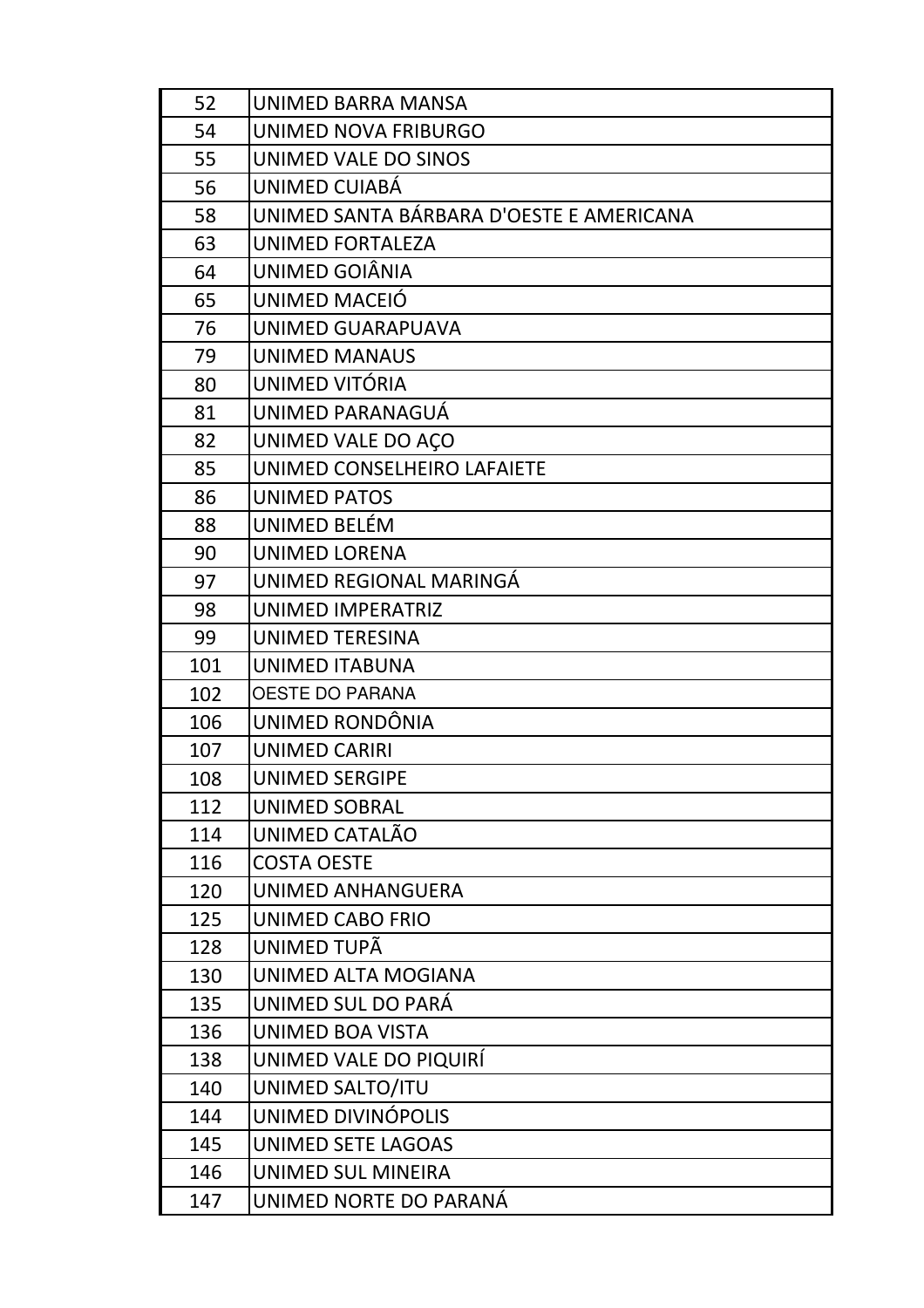| | |
|---|---|
| 52 | UNIMED BARRA MANSA |
| 54 | UNIMED NOVA FRIBURGO |
| 55 | UNIMED VALE DO SINOS |
| 56 | UNIMED CUIABÁ |
| 58 | UNIMED SANTA BÁRBARA D'OESTE E AMERICANA |
| 63 | UNIMED FORTALEZA |
| 64 | UNIMED GOIÂNIA |
| 65 | UNIMED MACEIÓ |
| 76 | UNIMED GUARAPUAVA |
| 79 | UNIMED MANAUS |
| 80 | UNIMED VITÓRIA |
| 81 | UNIMED PARANAGUÁ |
| 82 | UNIMED VALE DO AÇO |
| 85 | UNIMED CONSELHEIRO LAFAIETE |
| 86 | UNIMED PATOS |
| 88 | UNIMED BELÉM |
| 90 | UNIMED LORENA |
| 97 | UNIMED REGIONAL MARINGÁ |
| 98 | UNIMED IMPERATRIZ |
| 99 | UNIMED TERESINA |
| 101 | UNIMED ITABUNA |
| 102 | OESTE DO PARANA |
| 106 | UNIMED RONDÔNIA |
| 107 | UNIMED CARIRI |
| 108 | UNIMED SERGIPE |
| 112 | UNIMED SOBRAL |
| 114 | UNIMED CATALÃO |
| 116 | COSTA OESTE |
| 120 | UNIMED ANHANGUERA |
| 125 | UNIMED CABO FRIO |
| 128 | UNIMED TUPÃ |
| 130 | UNIMED ALTA MOGIANA |
| 135 | UNIMED SUL DO PARÁ |
| 136 | UNIMED BOA VISTA |
| 138 | UNIMED VALE DO PIQUIRÍ |
| 140 | UNIMED SALTO/ITU |
| 144 | UNIMED DIVINÓPOLIS |
| 145 | UNIMED SETE LAGOAS |
| 146 | UNIMED SUL MINEIRA |
| 147 | UNIMED NORTE DO PARANÁ |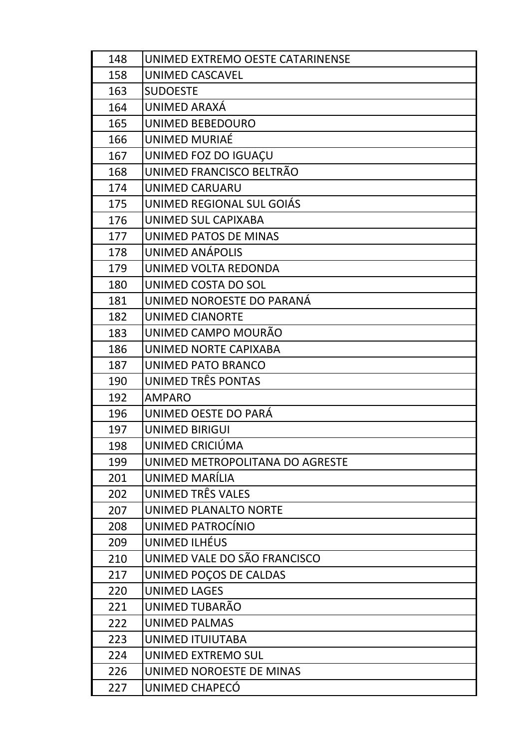| | |
|---|---|
| 148 | UNIMED EXTREMO OESTE CATARINENSE |
| 158 | UNIMED CASCAVEL |
| 163 | SUDOESTE |
| 164 | UNIMED ARAXÁ |
| 165 | UNIMED BEBEDOURO |
| 166 | UNIMED MURIAÉ |
| 167 | UNIMED FOZ DO IGUAÇU |
| 168 | UNIMED FRANCISCO BELTRÃO |
| 174 | UNIMED CARUARU |
| 175 | UNIMED REGIONAL SUL GOIÁS |
| 176 | UNIMED SUL CAPIXABA |
| 177 | UNIMED PATOS DE MINAS |
| 178 | UNIMED ANÁPOLIS |
| 179 | UNIMED VOLTA REDONDA |
| 180 | UNIMED COSTA DO SOL |
| 181 | UNIMED NOROESTE DO PARANÁ |
| 182 | UNIMED CIANORTE |
| 183 | UNIMED CAMPO MOURÃO |
| 186 | UNIMED NORTE CAPIXABA |
| 187 | UNIMED PATO BRANCO |
| 190 | UNIMED TRÊS PONTAS |
| 192 | AMPARO |
| 196 | UNIMED OESTE DO PARÁ |
| 197 | UNIMED BIRIGUI |
| 198 | UNIMED CRICIÚMA |
| 199 | UNIMED METROPOLITANA DO AGRESTE |
| 201 | UNIMED MARÍLIA |
| 202 | UNIMED TRÊS VALES |
| 207 | UNIMED PLANALTO NORTE |
| 208 | UNIMED PATROCÍNIO |
| 209 | UNIMED ILHÉUS |
| 210 | UNIMED VALE DO SÃO FRANCISCO |
| 217 | UNIMED POÇOS DE CALDAS |
| 220 | UNIMED LAGES |
| 221 | UNIMED TUBARÃO |
| 222 | UNIMED PALMAS |
| 223 | UNIMED ITUIUTABA |
| 224 | UNIMED EXTREMO SUL |
| 226 | UNIMED NOROESTE DE MINAS |
| 227 | UNIMED CHAPECÓ |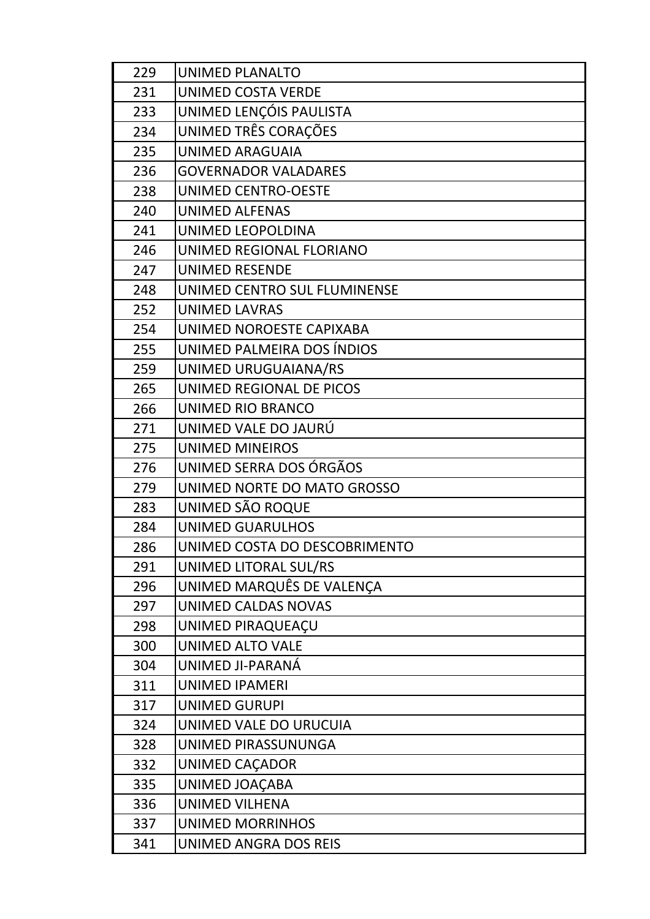| | |
|---|---|
| 229 | UNIMED PLANALTO |
| 231 | UNIMED COSTA VERDE |
| 233 | UNIMED LENÇÓIS PAULISTA |
| 234 | UNIMED TRÊS CORAÇÕES |
| 235 | UNIMED ARAGUAIA |
| 236 | GOVERNADOR VALADARES |
| 238 | UNIMED CENTRO-OESTE |
| 240 | UNIMED ALFENAS |
| 241 | UNIMED LEOPOLDINA |
| 246 | UNIMED REGIONAL FLORIANO |
| 247 | UNIMED RESENDE |
| 248 | UNIMED CENTRO SUL FLUMINENSE |
| 252 | UNIMED LAVRAS |
| 254 | UNIMED NOROESTE CAPIXABA |
| 255 | UNIMED PALMEIRA DOS ÍNDIOS |
| 259 | UNIMED URUGUAIANA/RS |
| 265 | UNIMED REGIONAL DE PICOS |
| 266 | UNIMED RIO BRANCO |
| 271 | UNIMED VALE DO JAURÚ |
| 275 | UNIMED MINEIROS |
| 276 | UNIMED SERRA DOS ÓRGÃOS |
| 279 | UNIMED NORTE DO MATO GROSSO |
| 283 | UNIMED SÃO ROQUE |
| 284 | UNIMED GUARULHOS |
| 286 | UNIMED COSTA DO DESCOBRIMENTO |
| 291 | UNIMED LITORAL SUL/RS |
| 296 | UNIMED MARQUÊS DE VALENÇA |
| 297 | UNIMED CALDAS NOVAS |
| 298 | UNIMED PIRAQUEAÇU |
| 300 | UNIMED ALTO VALE |
| 304 | UNIMED JI-PARANÁ |
| 311 | UNIMED IPAMERI |
| 317 | UNIMED GURUPI |
| 324 | UNIMED VALE DO URUCUIA |
| 328 | UNIMED PIRASSUNUNGA |
| 332 | UNIMED CAÇADOR |
| 335 | UNIMED JOAÇABA |
| 336 | UNIMED VILHENA |
| 337 | UNIMED MORRINHOS |
| 341 | UNIMED ANGRA DOS REIS |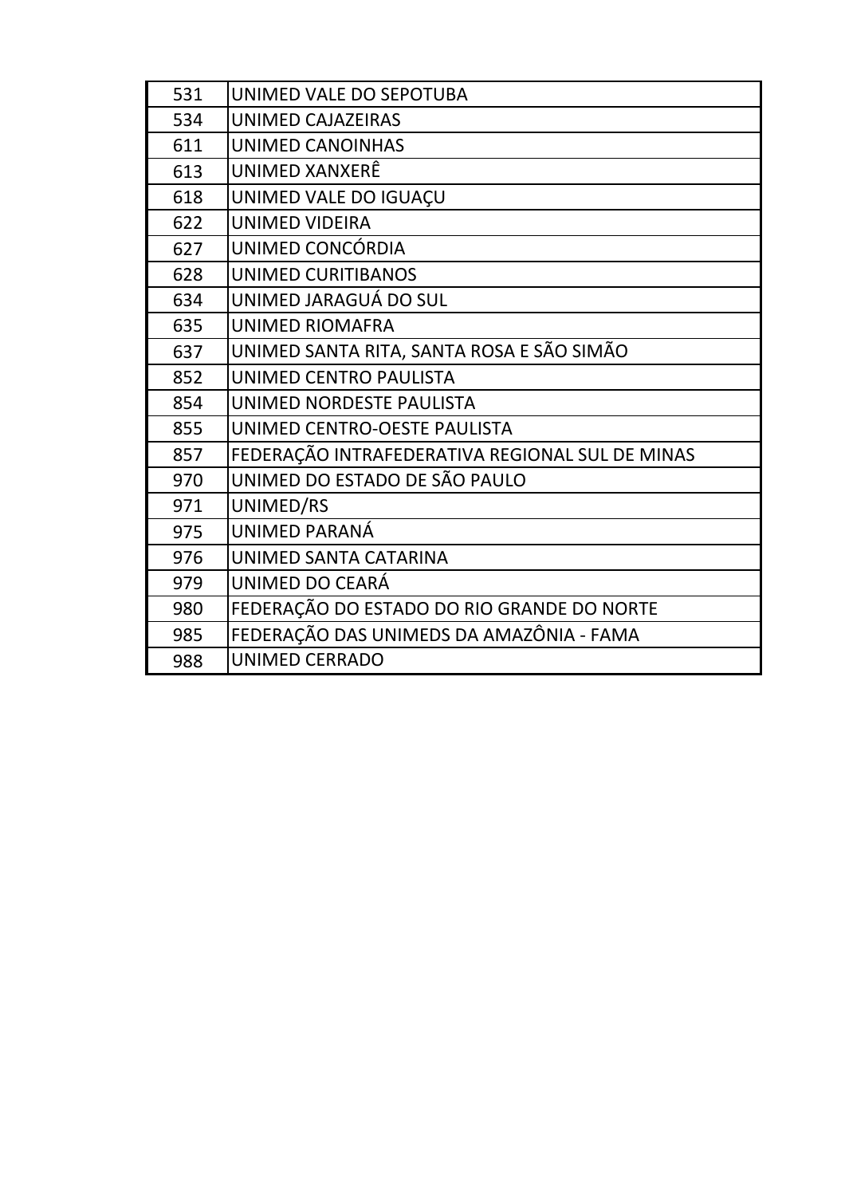| | |
|---|---|
| 531 | UNIMED VALE DO SEPOTUBA |
| 534 | UNIMED CAJAZEIRAS |
| 611 | UNIMED CANOINHAS |
| 613 | UNIMED XANXERÊ |
| 618 | UNIMED VALE DO IGUAÇU |
| 622 | UNIMED VIDEIRA |
| 627 | UNIMED CONCÓRDIA |
| 628 | UNIMED CURITIBANOS |
| 634 | UNIMED JARAGUÁ DO SUL |
| 635 | UNIMED RIOMAFRA |
| 637 | UNIMED SANTA RITA, SANTA ROSA E SÃO SIMÃO |
| 852 | UNIMED CENTRO PAULISTA |
| 854 | UNIMED NORDESTE PAULISTA |
| 855 | UNIMED CENTRO-OESTE PAULISTA |
| 857 | FEDERAÇÃO INTRAFEDERATIVA REGIONAL SUL DE MINAS |
| 970 | UNIMED DO ESTADO DE SÃO PAULO |
| 971 | UNIMED/RS |
| 975 | UNIMED PARANÁ |
| 976 | UNIMED SANTA CATARINA |
| 979 | UNIMED DO CEARÁ |
| 980 | FEDERAÇÃO DO ESTADO DO RIO GRANDE DO NORTE |
| 985 | FEDERAÇÃO DAS UNIMEDS DA AMAZÔNIA - FAMA |
| 988 | UNIMED CERRADO |